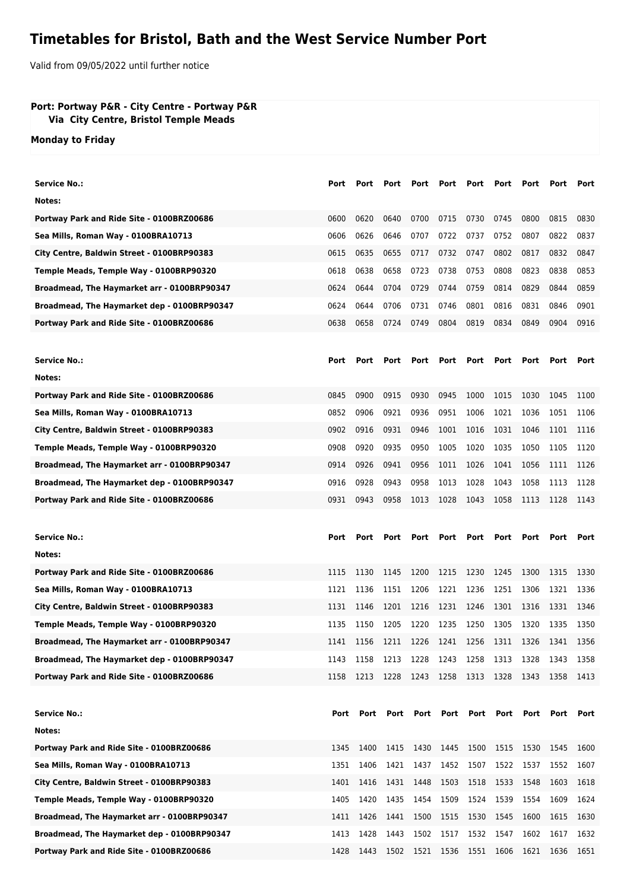# Timetables for Bristol, Bath and the West Service Number Port

Valid from 09/05/2022 until further notice

**Port: Portway P&R - City Centre - Portway P&R**
**Via City Centre, Bristol Temple Meads**

**Monday to Friday**

| Service No.: | Port | Port | Port | Port | Port | Port | Port | Port | Port | Port |
|---|---|---|---|---|---|---|---|---|---|---|
| Notes: | | | | | | | | | | |
| Portway Park and Ride Site - 0100BRZ00686 | 0600 | 0620 | 0640 | 0700 | 0715 | 0730 | 0745 | 0800 | 0815 | 0830 |
| Sea Mills, Roman Way - 0100BRA10713 | 0606 | 0626 | 0646 | 0707 | 0722 | 0737 | 0752 | 0807 | 0822 | 0837 |
| City Centre, Baldwin Street - 0100BRP90383 | 0615 | 0635 | 0655 | 0717 | 0732 | 0747 | 0802 | 0817 | 0832 | 0847 |
| Temple Meads, Temple Way - 0100BRP90320 | 0618 | 0638 | 0658 | 0723 | 0738 | 0753 | 0808 | 0823 | 0838 | 0853 |
| Broadmead, The Haymarket arr - 0100BRP90347 | 0624 | 0644 | 0704 | 0729 | 0744 | 0759 | 0814 | 0829 | 0844 | 0859 |
| Broadmead, The Haymarket dep - 0100BRP90347 | 0624 | 0644 | 0706 | 0731 | 0746 | 0801 | 0816 | 0831 | 0846 | 0901 |
| Portway Park and Ride Site - 0100BRZ00686 | 0638 | 0658 | 0724 | 0749 | 0804 | 0819 | 0834 | 0849 | 0904 | 0916 |

| Service No.: | Port | Port | Port | Port | Port | Port | Port | Port | Port | Port |
|---|---|---|---|---|---|---|---|---|---|---|
| Notes: | | | | | | | | | | |
| Portway Park and Ride Site - 0100BRZ00686 | 0845 | 0900 | 0915 | 0930 | 0945 | 1000 | 1015 | 1030 | 1045 | 1100 |
| Sea Mills, Roman Way - 0100BRA10713 | 0852 | 0906 | 0921 | 0936 | 0951 | 1006 | 1021 | 1036 | 1051 | 1106 |
| City Centre, Baldwin Street - 0100BRP90383 | 0902 | 0916 | 0931 | 0946 | 1001 | 1016 | 1031 | 1046 | 1101 | 1116 |
| Temple Meads, Temple Way - 0100BRP90320 | 0908 | 0920 | 0935 | 0950 | 1005 | 1020 | 1035 | 1050 | 1105 | 1120 |
| Broadmead, The Haymarket arr - 0100BRP90347 | 0914 | 0926 | 0941 | 0956 | 1011 | 1026 | 1041 | 1056 | 1111 | 1126 |
| Broadmead, The Haymarket dep - 0100BRP90347 | 0916 | 0928 | 0943 | 0958 | 1013 | 1028 | 1043 | 1058 | 1113 | 1128 |
| Portway Park and Ride Site - 0100BRZ00686 | 0931 | 0943 | 0958 | 1013 | 1028 | 1043 | 1058 | 1113 | 1128 | 1143 |

| Service No.: | Port | Port | Port | Port | Port | Port | Port | Port | Port | Port |
|---|---|---|---|---|---|---|---|---|---|---|
| Notes: | | | | | | | | | | |
| Portway Park and Ride Site - 0100BRZ00686 | 1115 | 1130 | 1145 | 1200 | 1215 | 1230 | 1245 | 1300 | 1315 | 1330 |
| Sea Mills, Roman Way - 0100BRA10713 | 1121 | 1136 | 1151 | 1206 | 1221 | 1236 | 1251 | 1306 | 1321 | 1336 |
| City Centre, Baldwin Street - 0100BRP90383 | 1131 | 1146 | 1201 | 1216 | 1231 | 1246 | 1301 | 1316 | 1331 | 1346 |
| Temple Meads, Temple Way - 0100BRP90320 | 1135 | 1150 | 1205 | 1220 | 1235 | 1250 | 1305 | 1320 | 1335 | 1350 |
| Broadmead, The Haymarket arr - 0100BRP90347 | 1141 | 1156 | 1211 | 1226 | 1241 | 1256 | 1311 | 1326 | 1341 | 1356 |
| Broadmead, The Haymarket dep - 0100BRP90347 | 1143 | 1158 | 1213 | 1228 | 1243 | 1258 | 1313 | 1328 | 1343 | 1358 |
| Portway Park and Ride Site - 0100BRZ00686 | 1158 | 1213 | 1228 | 1243 | 1258 | 1313 | 1328 | 1343 | 1358 | 1413 |

| Service No.: | Port | Port | Port | Port | Port | Port | Port | Port | Port | Port |
|---|---|---|---|---|---|---|---|---|---|---|
| Notes: | | | | | | | | | | |
| Portway Park and Ride Site - 0100BRZ00686 | 1345 | 1400 | 1415 | 1430 | 1445 | 1500 | 1515 | 1530 | 1545 | 1600 |
| Sea Mills, Roman Way - 0100BRA10713 | 1351 | 1406 | 1421 | 1437 | 1452 | 1507 | 1522 | 1537 | 1552 | 1607 |
| City Centre, Baldwin Street - 0100BRP90383 | 1401 | 1416 | 1431 | 1448 | 1503 | 1518 | 1533 | 1548 | 1603 | 1618 |
| Temple Meads, Temple Way - 0100BRP90320 | 1405 | 1420 | 1435 | 1454 | 1509 | 1524 | 1539 | 1554 | 1609 | 1624 |
| Broadmead, The Haymarket arr - 0100BRP90347 | 1411 | 1426 | 1441 | 1500 | 1515 | 1530 | 1545 | 1600 | 1615 | 1630 |
| Broadmead, The Haymarket dep - 0100BRP90347 | 1413 | 1428 | 1443 | 1502 | 1517 | 1532 | 1547 | 1602 | 1617 | 1632 |
| Portway Park and Ride Site - 0100BRZ00686 | 1428 | 1443 | 1502 | 1521 | 1536 | 1551 | 1606 | 1621 | 1636 | 1651 |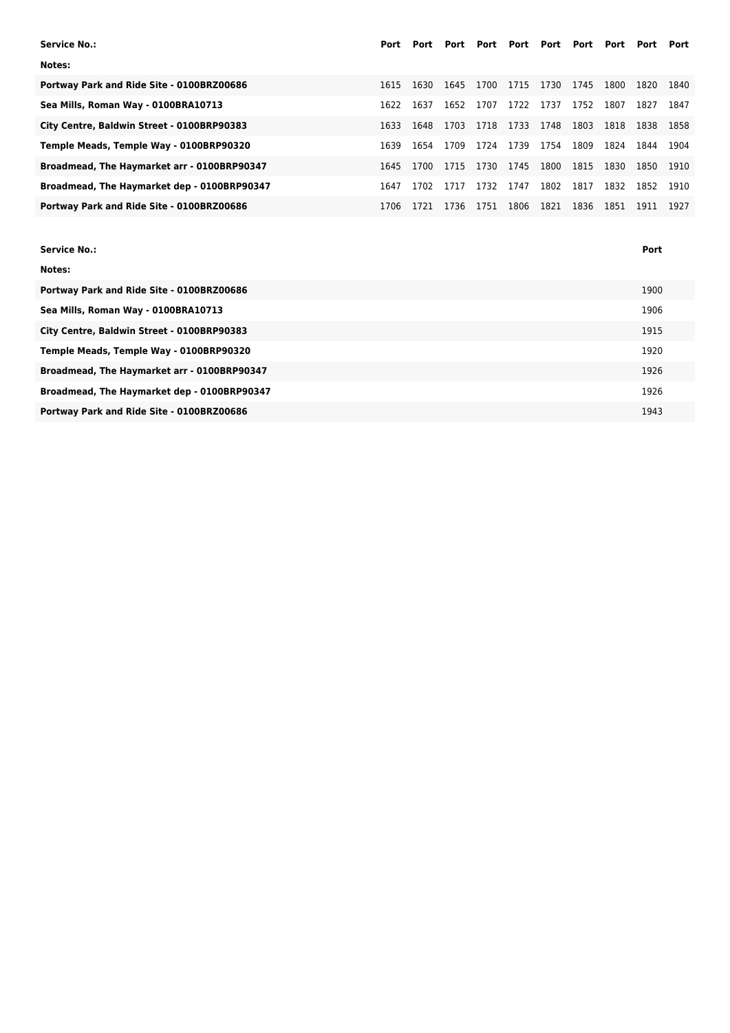| Service No.: | Port | Port | Port | Port | Port | Port | Port | Port | Port | Port |
|---|---|---|---|---|---|---|---|---|---|---|
| Notes: | | | | | | | | | | |
| Portway Park and Ride Site - 0100BRZ00686 | 1615 | 1630 | 1645 | 1700 | 1715 | 1730 | 1745 | 1800 | 1820 | 1840 |
| Sea Mills, Roman Way - 0100BRA10713 | 1622 | 1637 | 1652 | 1707 | 1722 | 1737 | 1752 | 1807 | 1827 | 1847 |
| City Centre, Baldwin Street - 0100BRP90383 | 1633 | 1648 | 1703 | 1718 | 1733 | 1748 | 1803 | 1818 | 1838 | 1858 |
| Temple Meads, Temple Way - 0100BRP90320 | 1639 | 1654 | 1709 | 1724 | 1739 | 1754 | 1809 | 1824 | 1844 | 1904 |
| Broadmead, The Haymarket arr - 0100BRP90347 | 1645 | 1700 | 1715 | 1730 | 1745 | 1800 | 1815 | 1830 | 1850 | 1910 |
| Broadmead, The Haymarket dep - 0100BRP90347 | 1647 | 1702 | 1717 | 1732 | 1747 | 1802 | 1817 | 1832 | 1852 | 1910 |
| Portway Park and Ride Site - 0100BRZ00686 | 1706 | 1721 | 1736 | 1751 | 1806 | 1821 | 1836 | 1851 | 1911 | 1927 |

| Service No.: | Port |
|---|---|
| Notes: | |
| Portway Park and Ride Site - 0100BRZ00686 | 1900 |
| Sea Mills, Roman Way - 0100BRA10713 | 1906 |
| City Centre, Baldwin Street - 0100BRP90383 | 1915 |
| Temple Meads, Temple Way - 0100BRP90320 | 1920 |
| Broadmead, The Haymarket arr - 0100BRP90347 | 1926 |
| Broadmead, The Haymarket dep - 0100BRP90347 | 1926 |
| Portway Park and Ride Site - 0100BRZ00686 | 1943 |